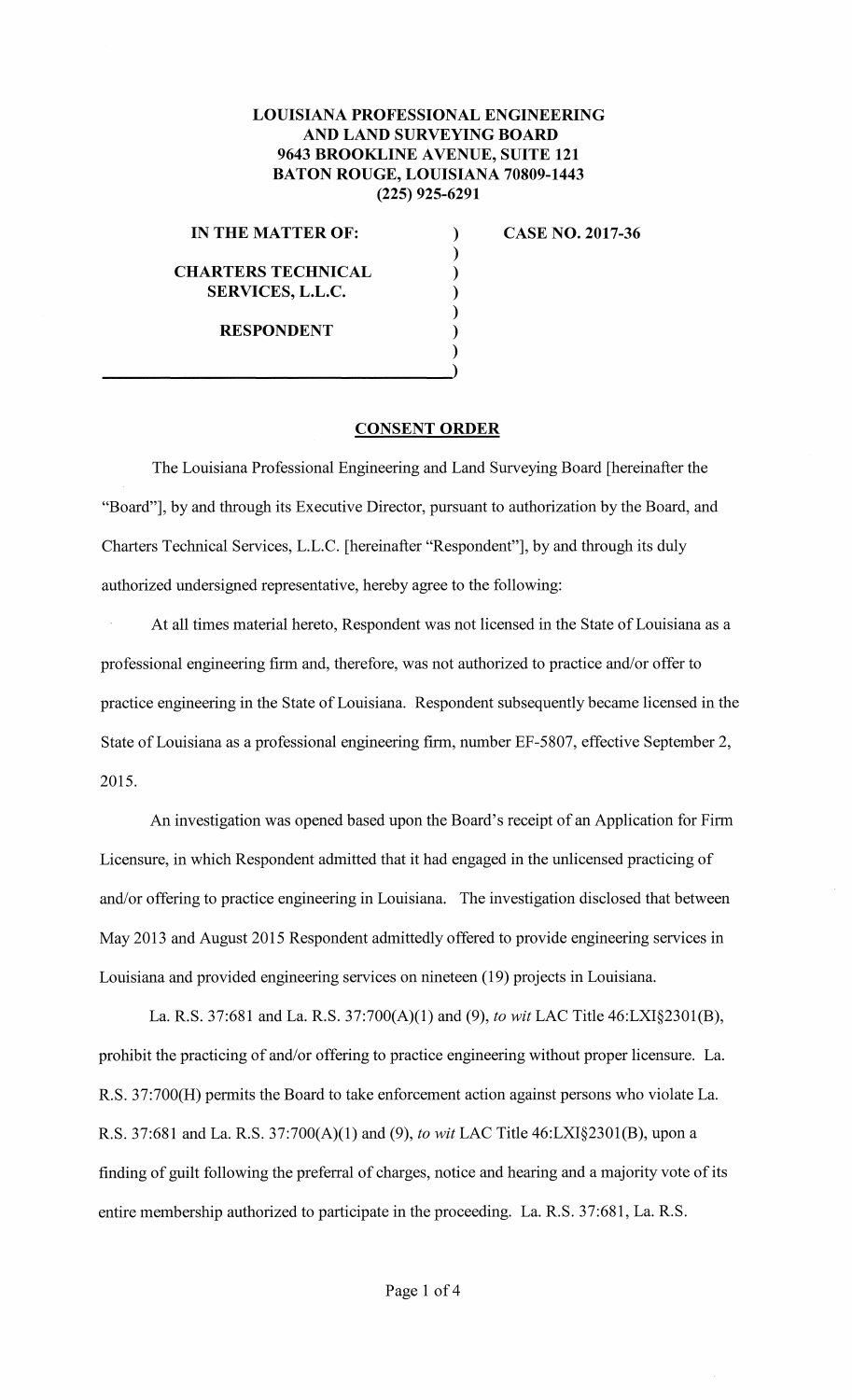**LOUISIANA PROFESSIONAL ENGINEERING AND LAND SURVEYING BOARD**
**9643 BROOKLINE AVENUE, SUITE 121**
**BATON ROUGE, LOUISIANA 70809-1443**
**(225) 925-6291**

**IN THE MATTER OF:**

**CHARTERS TECHNICAL SERVICES, L.L.C.**

**RESPONDENT**

**CASE NO. 2017-36**

## CONSENT ORDER

The Louisiana Professional Engineering and Land Surveying Board [hereinafter the "Board"], by and through its Executive Director, pursuant to authorization by the Board, and Charters Technical Services, L.L.C. [hereinafter "Respondent"], by and through its duly authorized undersigned representative, hereby agree to the following:

At all times material hereto, Respondent was not licensed in the State of Louisiana as a professional engineering firm and, therefore, was not authorized to practice and/or offer to practice engineering in the State of Louisiana. Respondent subsequently became licensed in the State of Louisiana as a professional engineering firm, number EF-5807, effective September 2, 2015.

An investigation was opened based upon the Board's receipt of an Application for Firm Licensure, in which Respondent admitted that it had engaged in the unlicensed practicing of and/or offering to practice engineering in Louisiana. The investigation disclosed that between May 2013 and August 2015 Respondent admittedly offered to provide engineering services in Louisiana and provided engineering services on nineteen (19) projects in Louisiana.

La. R.S. 37:681 and La. R.S. 37:700(A)(1) and (9), *to wit* LAC Title 46:LXI§2301(B), prohibit the practicing of and/or offering to practice engineering without proper licensure. La. R.S. 37:700(H) permits the Board to take enforcement action against persons who violate La. R.S. 37:681 and La. R.S. 37:700(A)(1) and (9), *to wit* LAC Title 46:LXI§2301(B), upon a finding of guilt following the preferral of charges, notice and hearing and a majority vote of its entire membership authorized to participate in the proceeding. La. R.S. 37:681, La. R.S.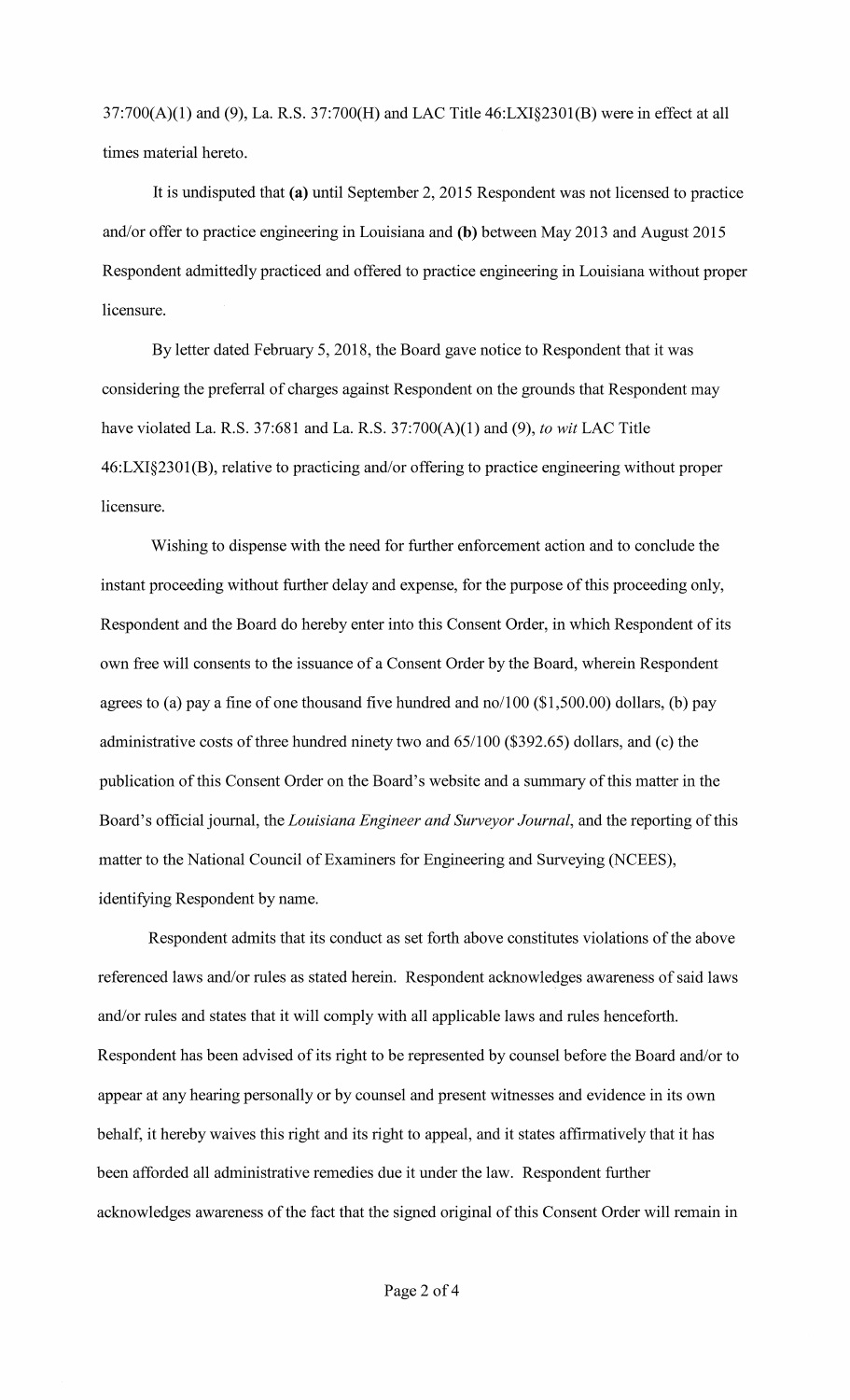37:700(A)(1) and (9), La. R.S. 37:700(H) and LAC Title 46:LXI§2301(B) were in effect at all times material hereto.

It is undisputed that **(a)** until September 2, 2015 Respondent was not licensed to practice and/or offer to practice engineering in Louisiana and **(b)** between May 2013 and August 2015 Respondent admittedly practiced and offered to practice engineering in Louisiana without proper licensure.

By letter dated February 5, 2018, the Board gave notice to Respondent that it was considering the preferral of charges against Respondent on the grounds that Respondent may have violated La. R.S. 37:681 and La. R.S. 37:700(A)(1) and (9), *to wit* LAC Title 46:LXI§2301(B), relative to practicing and/or offering to practice engineering without proper licensure.

Wishing to dispense with the need for further enforcement action and to conclude the instant proceeding without further delay and expense, for the purpose of this proceeding only, Respondent and the Board do hereby enter into this Consent Order, in which Respondent of its own free will consents to the issuance of a Consent Order by the Board, wherein Respondent agrees to (a) pay a fine of one thousand five hundred and no/100 ($1,500.00) dollars, (b) pay administrative costs of three hundred ninety two and 65/100 ($392.65) dollars, and (c) the publication of this Consent Order on the Board's website and a summary of this matter in the Board's official journal, the *Louisiana Engineer and Surveyor Journal*, and the reporting of this matter to the National Council of Examiners for Engineering and Surveying (NCEES), identifying Respondent by name.

Respondent admits that its conduct as set forth above constitutes violations of the above referenced laws and/or rules as stated herein. Respondent acknowledges awareness of said laws and/or rules and states that it will comply with all applicable laws and rules henceforth. Respondent has been advised of its right to be represented by counsel before the Board and/or to appear at any hearing personally or by counsel and present witnesses and evidence in its own behalf, it hereby waives this right and its right to appeal, and it states affirmatively that it has been afforded all administrative remedies due it under the law. Respondent further acknowledges awareness of the fact that the signed original of this Consent Order will remain in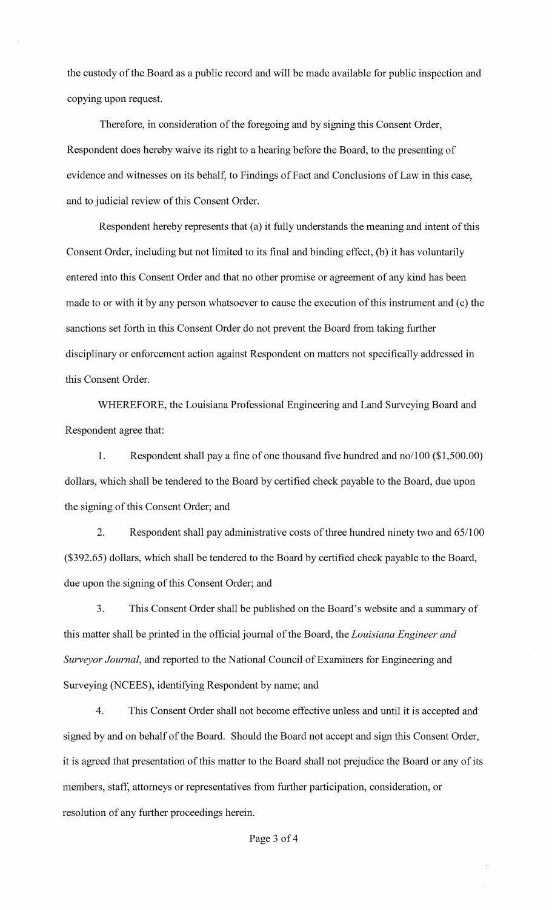the custody of the Board as a public record and will be made available for public inspection and copying upon request.

Therefore, in consideration of the foregoing and by signing this Consent Order, Respondent does hereby waive its right to a hearing before the Board, to the presenting of evidence and witnesses on its behalf, to Findings of Fact and Conclusions of Law in this case, and to judicial review of this Consent Order.

Respondent hereby represents that (a) it fully understands the meaning and intent of this Consent Order, including but not limited to its final and binding effect, (b) it has voluntarily entered into this Consent Order and that no other promise or agreement of any kind has been made to or with it by any person whatsoever to cause the execution of this instrument and (c) the sanctions set forth in this Consent Order do not prevent the Board from taking further disciplinary or enforcement action against Respondent on matters not specifically addressed in this Consent Order.

WHEREFORE, the Louisiana Professional Engineering and Land Surveying Board and Respondent agree that:

1. Respondent shall pay a fine of one thousand five hundred and no/100 ($1,500.00) dollars, which shall be tendered to the Board by certified check payable to the Board, due upon the signing of this Consent Order; and

2. Respondent shall pay administrative costs of three hundred ninety two and 65/100 ($392.65) dollars, which shall be tendered to the Board by certified check payable to the Board, due upon the signing of this Consent Order; and

3. This Consent Order shall be published on the Board's website and a summary of this matter shall be printed in the official journal of the Board, the *Louisiana Engineer and Surveyor Journal*, and reported to the National Council of Examiners for Engineering and Surveying (NCEES), identifying Respondent by name; and

4. This Consent Order shall not become effective unless and until it is accepted and signed by and on behalf of the Board. Should the Board not accept and sign this Consent Order, it is agreed that presentation of this matter to the Board shall not prejudice the Board or any of its members, staff, attorneys or representatives from further participation, consideration, or resolution of any further proceedings herein.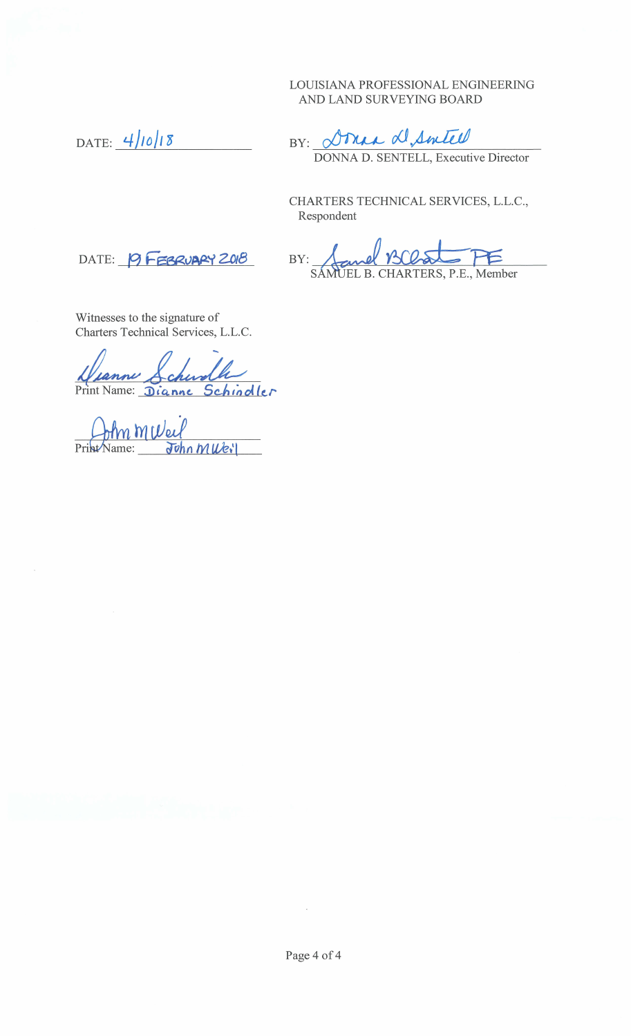LOUISIANA PROFESSIONAL ENGINEERING AND LAND SURVEYING BOARD

DATE: 4/10/18

BY: Donna D. Sentell
DONNA D. SENTELL, Executive Director

CHARTERS TECHNICAL SERVICES, L.L.C., Respondent

DATE: 19 FEBRUARY 2018

BY: Samuel B. Charters PE
SAMUEL B. CHARTERS, P.E., Member

Witnesses to the signature of Charters Technical Services, L.L.C.

Dianne Schindler
Print Name: Dianne Schindler

John McWeil
Print Name: John McWeil